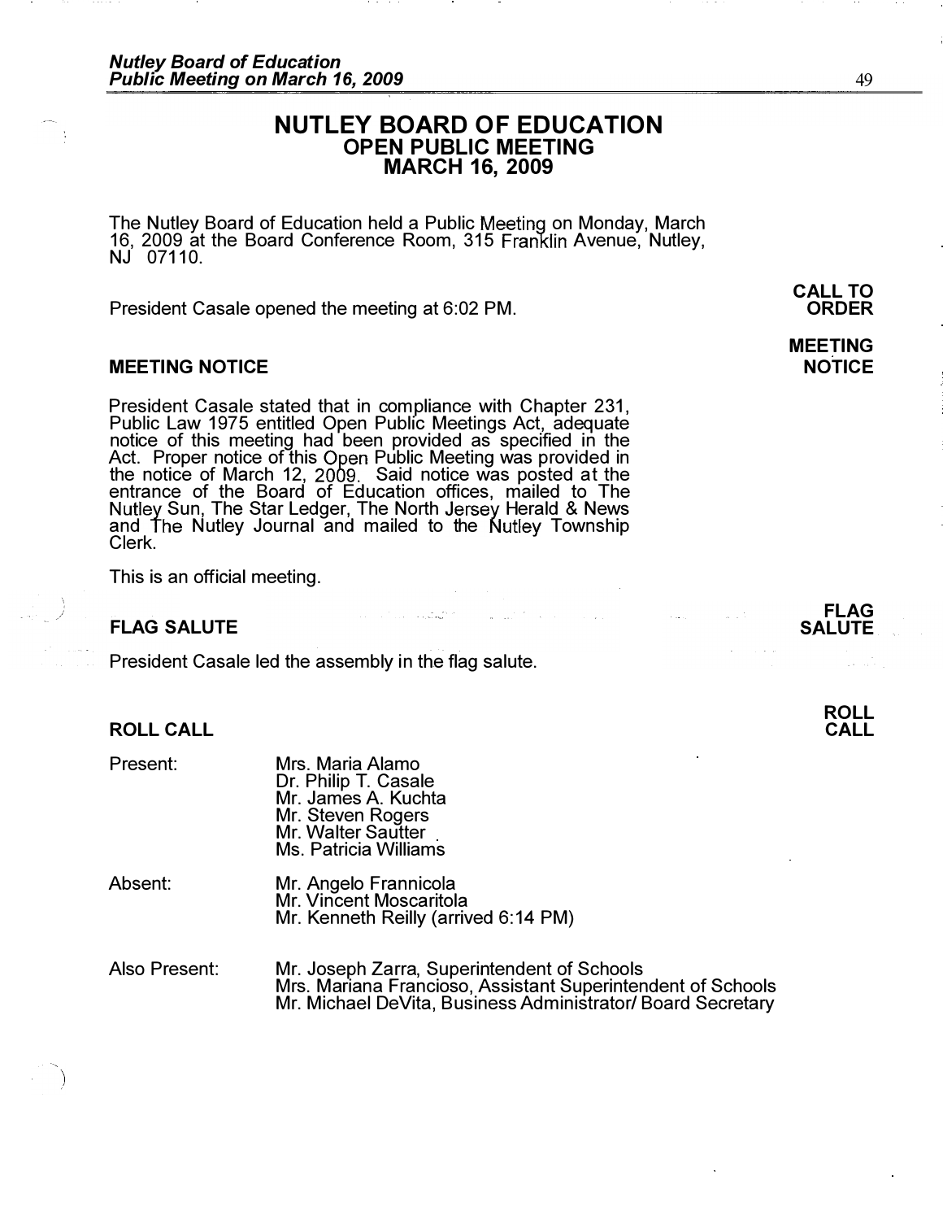# NUTLEY BOARD OF EDUCATION
## OPEN PUBLIC MEETING
## MARCH 16, 2009

The Nutley Board of Education held a Public Meeting on Monday, March 16, 2009 at the Board Conference Room, 315 Franklin Avenue, Nutley, NJ 07110.

**CALL TO ORDER**

President Casale opened the meeting at 6:02 PM.

### MEETING NOTICE

President Casale stated that in compliance with Chapter 231, Public Law 1975 entitled Open Public Meetings Act, adequate notice of this meeting had been provided as specified in the Act. Proper notice of this Open Public Meeting was provided in the notice of March 12, 2009. Said notice was posted at the entrance of the Board of Education offices, mailed to The Nutley Sun, The Star Ledger, The North Jersey Herald & News and The Nutley Journal and mailed to the Nutley Township Clerk.

This is an official meeting.

### FLAG SALUTE

President Casale led the assembly in the flag salute.

### ROLL CALL

Present:
- Mrs. Maria Alamo
- Dr. Philip T. Casale
- Mr. James A. Kuchta
- Mr. Steven Rogers
- Mr. Walter Sautter
- Ms. Patricia Williams

Absent:
- Mr. Angelo Frannicola
- Mr. Vincent Moscaritola
- Mr. Kenneth Reilly (arrived 6:14 PM)

Also Present:
- Mr. Joseph Zarra, Superintendent of Schools
- Mrs. Mariana Francioso, Assistant Superintendent of Schools
- Mr. Michael DeVita, Business Administrator/ Board Secretary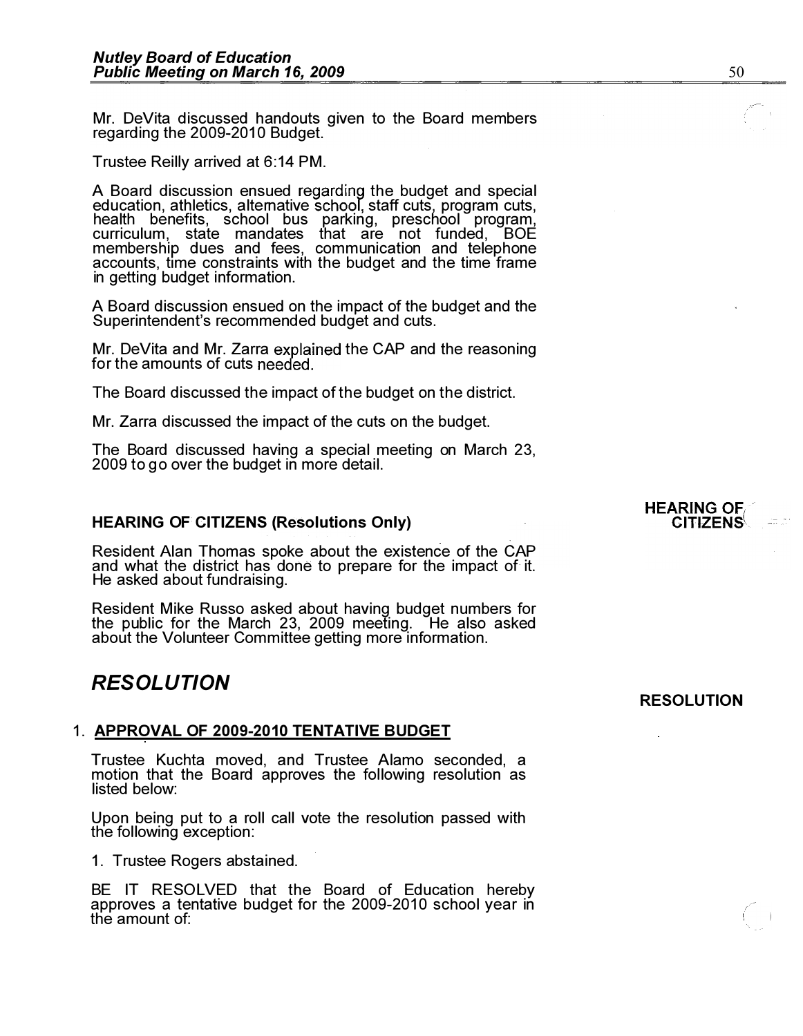Mr. DeVita discussed handouts given to the Board members regarding the 2009-2010 Budget.

Trustee Reilly arrived at 6:14 PM.

A Board discussion ensued regarding the budget and special education, athletics, alternative school, staff cuts, program cuts, health benefits, school bus parking, preschool program, curriculum, state mandates that are not funded, BOE membership dues and fees, communication and telephone accounts, time constraints with the budget and the time frame in getting budget information.

A Board discussion ensued on the impact of the budget and the Superintendent's recommended budget and cuts.

Mr. DeVita and Mr. Zarra explained the CAP and the reasoning for the amounts of cuts needed.

The Board discussed the impact of the budget on the district.

Mr. Zarra discussed the impact of the cuts on the budget.

The Board discussed having a special meeting on March 23, 2009 to go over the budget in more detail.

**HEARING OF CITIZENS**

### HEARING OF CITIZENS (Resolutions Only)

Resident Alan Thomas spoke about the existence of the CAP and what the district has done to prepare for the impact of it. He asked about fundraising.

Resident Mike Russo asked about having budget numbers for the public for the March 23, 2009 meeting. He also asked about the Volunteer Committee getting more information.

## *RESOLUTION*

**RESOLUTION**

1. **APPROVAL OF 2009-2010 TENTATIVE BUDGET**

Trustee Kuchta moved, and Trustee Alamo seconded, a motion that the Board approves the following resolution as listed below:

Upon being put to a roll call vote the resolution passed with the following exception:

1. Trustee Rogers abstained.

BE IT RESOLVED that the Board of Education hereby approves a tentative budget for the 2009-2010 school year in the amount of: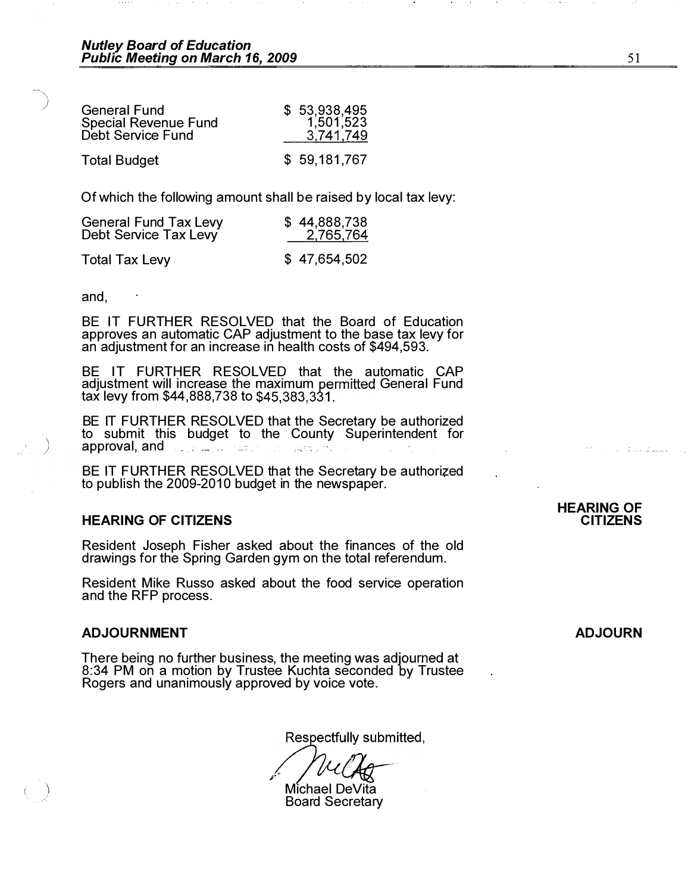| | |
|---|---|
| General Fund | $ 53,938,495 |
| Special Revenue Fund | 1,501,523 |
| Debt Service Fund | 3,741,749 |
| Total Budget | $ 59,181,767 |

Of which the following amount shall be raised by local tax levy:

| | |
|---|---|
| General Fund Tax Levy | $ 44,888,738 |
| Debt Service Tax Levy | 2,765,764 |
| Total Tax Levy | $ 47,654,502 |

and,

BE IT FURTHER RESOLVED that the Board of Education approves an automatic CAP adjustment to the base tax levy for an adjustment for an increase in health costs of $494,593.

BE IT FURTHER RESOLVED that the automatic CAP adjustment will increase the maximum permitted General Fund tax levy from $44,888,738 to $45,383,331.

BE IT FURTHER RESOLVED that the Secretary be authorized to submit this budget to the County Superintendent for approval, and

BE IT FURTHER RESOLVED that the Secretary be authorized to publish the 2009-2010 budget in the newspaper.

## HEARING OF CITIZENS

Resident Joseph Fisher asked about the finances of the old drawings for the Spring Garden gym on the total referendum.

Resident Mike Russo asked about the food service operation and the RFP process.

## ADJOURNMENT

There being no further business, the meeting was adjourned at 8:34 PM on a motion by Trustee Kuchta seconded by Trustee Rogers and unanimously approved by voice vote.

Respectfully submitted,

Michael DeVita
Board Secretary